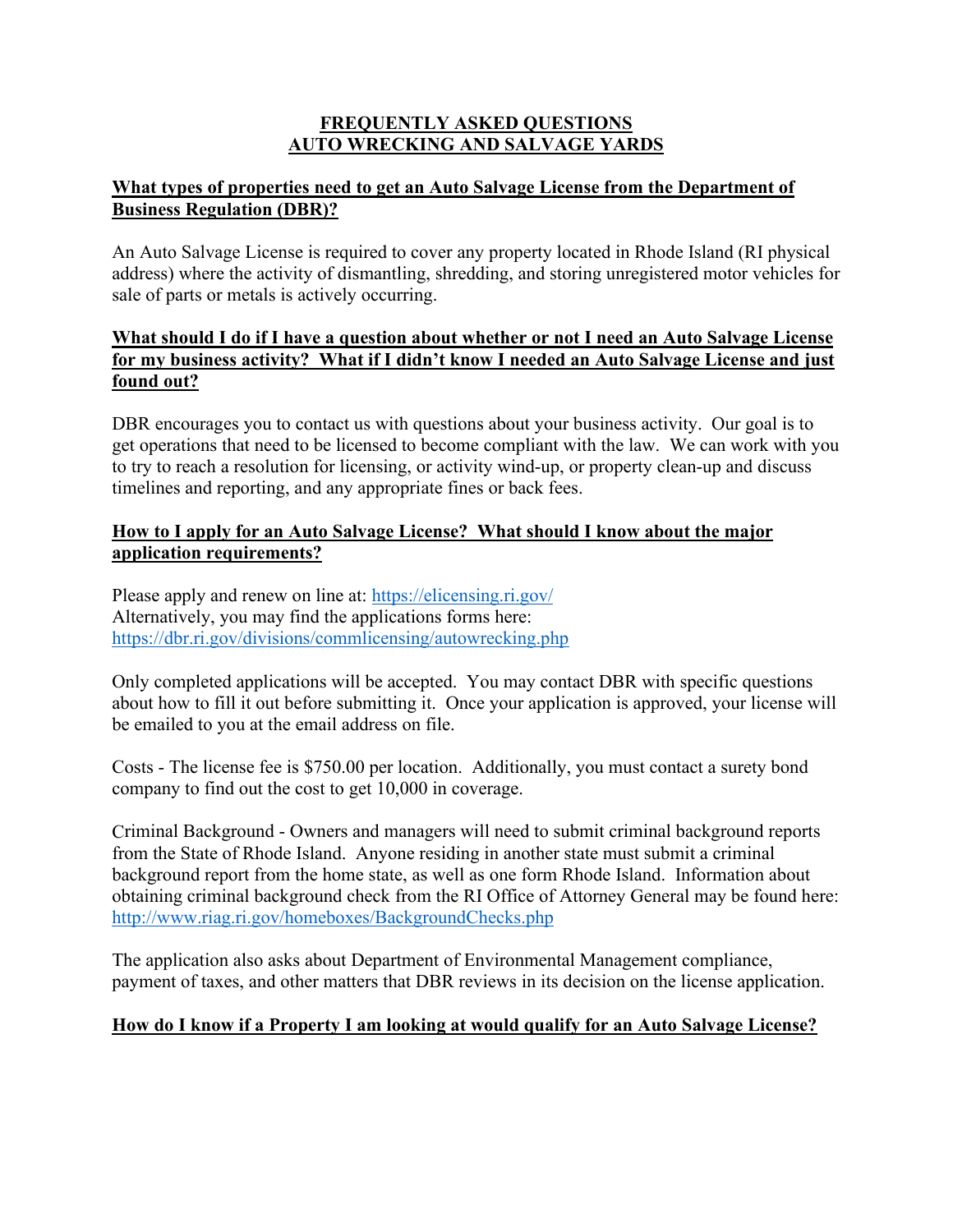# FREQUENTLY ASKED QUESTIONS
# AUTO WRECKING AND SALVAGE YARDS

## What types of properties need to get an Auto Salvage License from the Department of Business Regulation (DBR)?

An Auto Salvage License is required to cover any property located in Rhode Island (RI physical address) where the activity of dismantling, shredding, and storing unregistered motor vehicles for sale of parts or metals is actively occurring.

## What should I do if I have a question about whether or not I need an Auto Salvage License for my business activity? What if I didn't know I needed an Auto Salvage License and just found out?

DBR encourages you to contact us with questions about your business activity. Our goal is to get operations that need to be licensed to become compliant with the law. We can work with you to try to reach a resolution for licensing, or activity wind-up, or property clean-up and discuss timelines and reporting, and any appropriate fines or back fees.

## How to I apply for an Auto Salvage License? What should I know about the major application requirements?

Please apply and renew on line at: https://elicensing.ri.gov/
Alternatively, you may find the applications forms here:
https://dbr.ri.gov/divisions/commlicensing/autowrecking.php

Only completed applications will be accepted. You may contact DBR with specific questions about how to fill it out before submitting it. Once your application is approved, your license will be emailed to you at the email address on file.

Costs - The license fee is $750.00 per location. Additionally, you must contact a surety bond company to find out the cost to get 10,000 in coverage.

Criminal Background - Owners and managers will need to submit criminal background reports from the State of Rhode Island. Anyone residing in another state must submit a criminal background report from the home state, as well as one form Rhode Island. Information about obtaining criminal background check from the RI Office of Attorney General may be found here: http://www.riag.ri.gov/homeboxes/BackgroundChecks.php

The application also asks about Department of Environmental Management compliance, payment of taxes, and other matters that DBR reviews in its decision on the license application.

## How do I know if a Property I am looking at would qualify for an Auto Salvage License?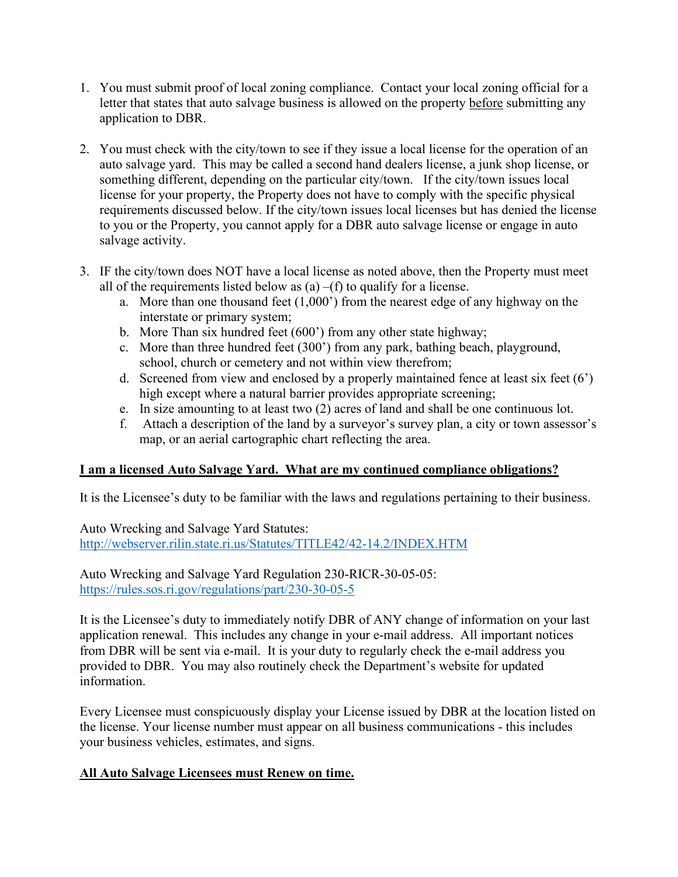1. You must submit proof of local zoning compliance. Contact your local zoning official for a letter that states that auto salvage business is allowed on the property <u>before</u> submitting any application to DBR.

2. You must check with the city/town to see if they issue a local license for the operation of an auto salvage yard. This may be called a second hand dealers license, a junk shop license, or something different, depending on the particular city/town. If the city/town issues local license for your property, the Property does not have to comply with the specific physical requirements discussed below. If the city/town issues local licenses but has denied the license to you or the Property, you cannot apply for a DBR auto salvage license or engage in auto salvage activity.

3. IF the city/town does NOT have a local license as noted above, then the Property must meet all of the requirements listed below as (a) –(f) to qualify for a license.
   a. More than one thousand feet (1,000') from the nearest edge of any highway on the interstate or primary system;
   b. More Than six hundred feet (600') from any other state highway;
   c. More than three hundred feet (300') from any park, bathing beach, playground, school, church or cemetery and not within view therefrom;
   d. Screened from view and enclosed by a properly maintained fence at least six feet (6') high except where a natural barrier provides appropriate screening;
   e. In size amounting to at least two (2) acres of land and shall be one continuous lot.
   f. Attach a description of the land by a surveyor's survey plan, a city or town assessor's map, or an aerial cartographic chart reflecting the area.

**<u>I am a licensed Auto Salvage Yard. What are my continued compliance obligations?</u>**

It is the Licensee's duty to be familiar with the laws and regulations pertaining to their business.

Auto Wrecking and Salvage Yard Statutes:
http://webserver.rilin.state.ri.us/Statutes/TITLE42/42-14.2/INDEX.HTM

Auto Wrecking and Salvage Yard Regulation 230-RICR-30-05-05:
https://rules.sos.ri.gov/regulations/part/230-30-05-5

It is the Licensee's duty to immediately notify DBR of ANY change of information on your last application renewal. This includes any change in your e-mail address. All important notices from DBR will be sent via e-mail. It is your duty to regularly check the e-mail address you provided to DBR. You may also routinely check the Department's website for updated information.

Every Licensee must conspicuously display your License issued by DBR at the location listed on the license. Your license number must appear on all business communications - this includes your business vehicles, estimates, and signs.

**<u>All Auto Salvage Licensees must Renew on time.</u>**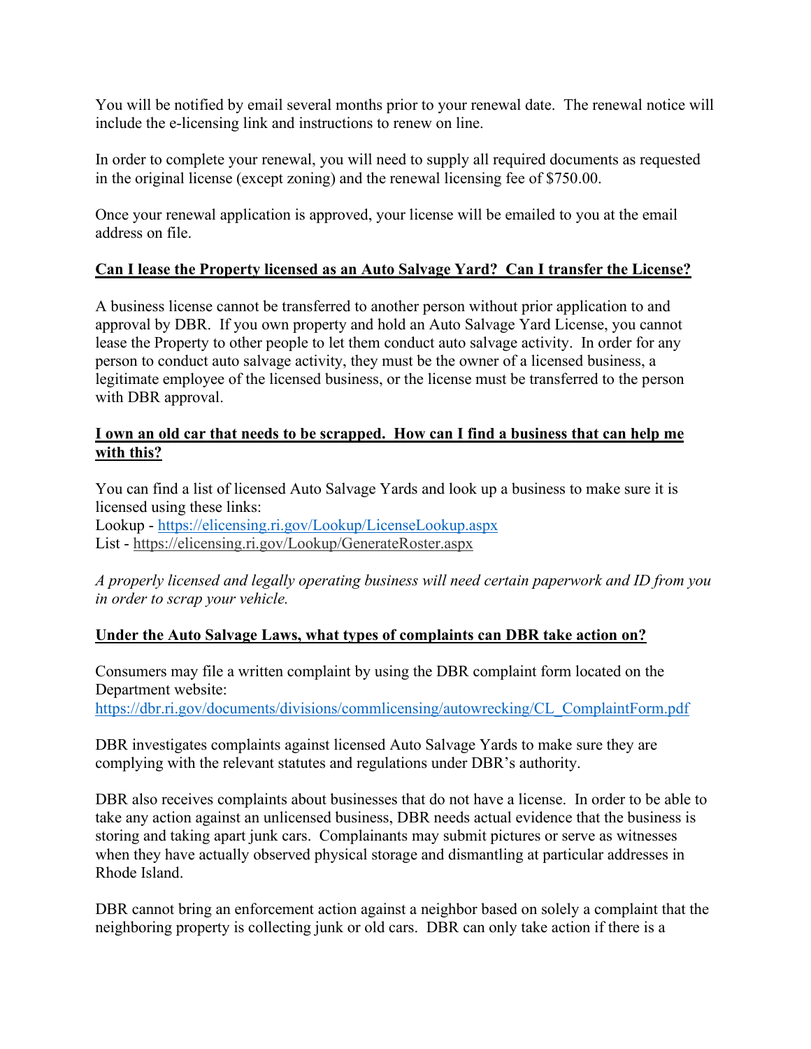You will be notified by email several months prior to your renewal date. The renewal notice will include the e-licensing link and instructions to renew on line.

In order to complete your renewal, you will need to supply all required documents as requested in the original license (except zoning) and the renewal licensing fee of $750.00.

Once your renewal application is approved, your license will be emailed to you at the email address on file.

**Can I lease the Property licensed as an Auto Salvage Yard? Can I transfer the License?**

A business license cannot be transferred to another person without prior application to and approval by DBR. If you own property and hold an Auto Salvage Yard License, you cannot lease the Property to other people to let them conduct auto salvage activity. In order for any person to conduct auto salvage activity, they must be the owner of a licensed business, a legitimate employee of the licensed business, or the license must be transferred to the person with DBR approval.

**I own an old car that needs to be scrapped. How can I find a business that can help me with this?**

You can find a list of licensed Auto Salvage Yards and look up a business to make sure it is licensed using these links:
Lookup - https://elicensing.ri.gov/Lookup/LicenseLookup.aspx
List - https://elicensing.ri.gov/Lookup/GenerateRoster.aspx

*A properly licensed and legally operating business will need certain paperwork and ID from you in order to scrap your vehicle.*

**Under the Auto Salvage Laws, what types of complaints can DBR take action on?**

Consumers may file a written complaint by using the DBR complaint form located on the Department website:
https://dbr.ri.gov/documents/divisions/commlicensing/autowrecking/CL_ComplaintForm.pdf

DBR investigates complaints against licensed Auto Salvage Yards to make sure they are complying with the relevant statutes and regulations under DBR's authority.

DBR also receives complaints about businesses that do not have a license. In order to be able to take any action against an unlicensed business, DBR needs actual evidence that the business is storing and taking apart junk cars. Complainants may submit pictures or serve as witnesses when they have actually observed physical storage and dismantling at particular addresses in Rhode Island.

DBR cannot bring an enforcement action against a neighbor based on solely a complaint that the neighboring property is collecting junk or old cars. DBR can only take action if there is a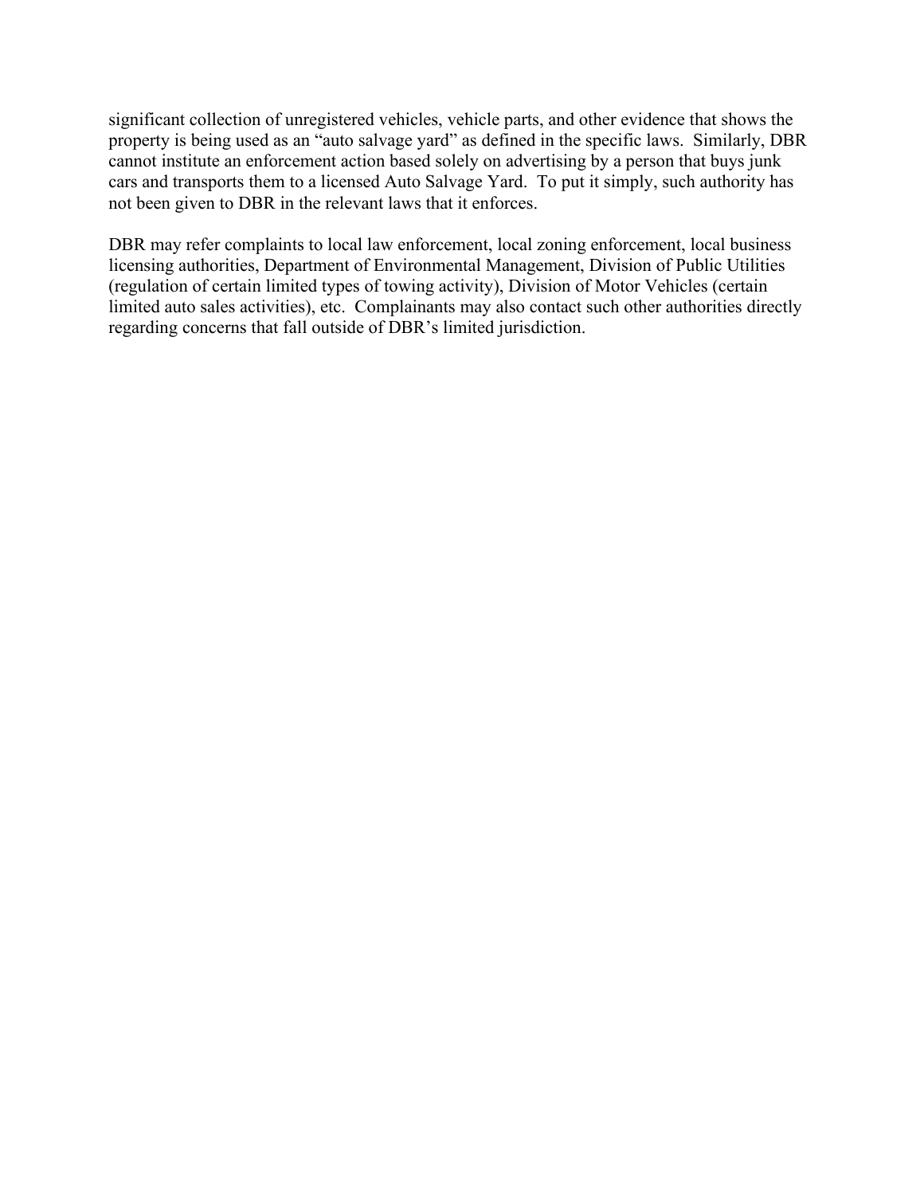significant collection of unregistered vehicles, vehicle parts, and other evidence that shows the property is being used as an "auto salvage yard" as defined in the specific laws. Similarly, DBR cannot institute an enforcement action based solely on advertising by a person that buys junk cars and transports them to a licensed Auto Salvage Yard. To put it simply, such authority has not been given to DBR in the relevant laws that it enforces.

DBR may refer complaints to local law enforcement, local zoning enforcement, local business licensing authorities, Department of Environmental Management, Division of Public Utilities (regulation of certain limited types of towing activity), Division of Motor Vehicles (certain limited auto sales activities), etc. Complainants may also contact such other authorities directly regarding concerns that fall outside of DBR's limited jurisdiction.